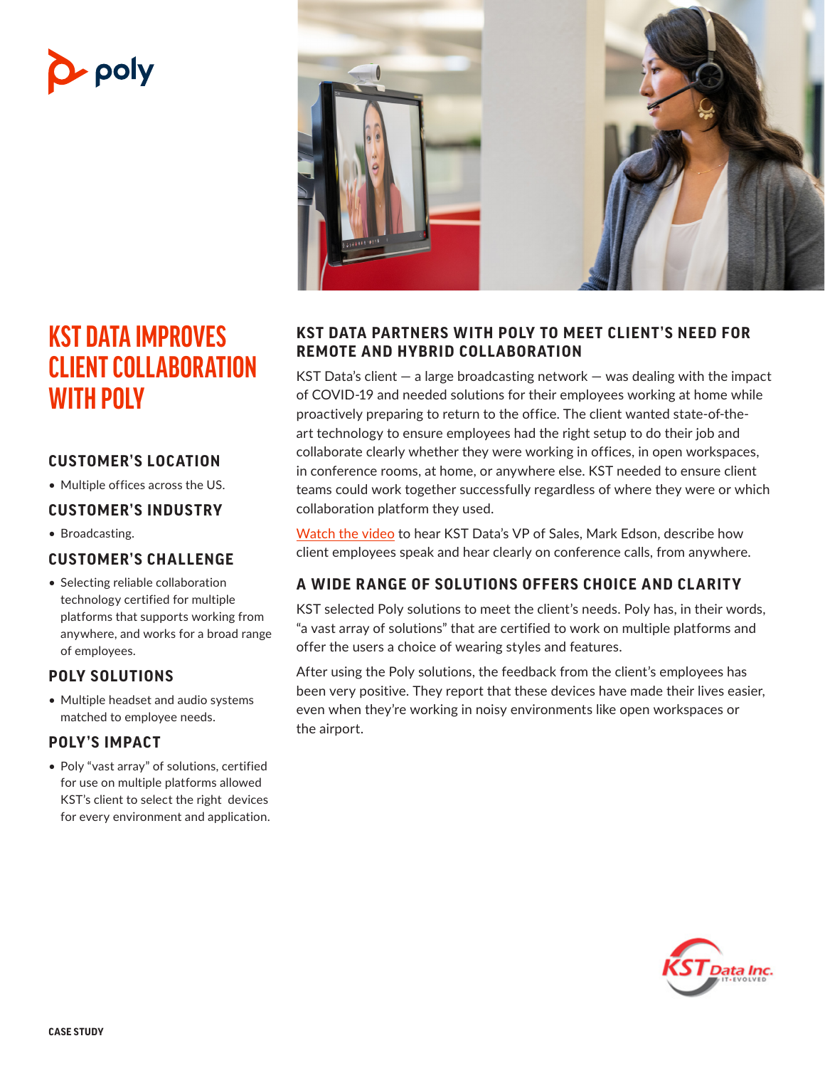# KST DATA IMPROVES CLIENT COLLABORATION WITH POLY

## CUSTOMER'S LOCATION

- Multiple offices across the US.

## CUSTOMER'S INDUSTRY

- Broadcasting.

## CUSTOMER'S CHALLENGE

- Selecting reliable collaboration technology certified for multiple platforms that supports working from anywhere, and works for a broad range of employees.

## POLY SOLUTIONS

- Multiple headset and audio systems matched to employee needs.

## POLY'S IMPACT

- Poly "vast array" of solutions, certified for use on multiple platforms allowed KST's client to select the right devices for every environment and application.

## KST DATA PARTNERS WITH POLY TO MEET CLIENT'S NEED FOR REMOTE AND HYBRID COLLABORATION

KST Data's client — a large broadcasting network — was dealing with the impact of COVID-19 and needed solutions for their employees working at home while proactively preparing to return to the office. The client wanted state-of-the-art technology to ensure employees had the right setup to do their job and collaborate clearly whether they were working in offices, in open workspaces, in conference rooms, at home, or anywhere else. KST needed to ensure client teams could work together successfully regardless of where they were or which collaboration platform they used.

Watch the video to hear KST Data's VP of Sales, Mark Edson, describe how client employees speak and hear clearly on conference calls, from anywhere.

## A WIDE RANGE OF SOLUTIONS OFFERS CHOICE AND CLARITY

KST selected Poly solutions to meet the client's needs. Poly has, in their words, "a vast array of solutions" that are certified to work on multiple platforms and offer the users a choice of wearing styles and features.

After using the Poly solutions, the feedback from the client's employees has been very positive. They report that these devices have made their lives easier, even when they're working in noisy environments like open workspaces or the airport.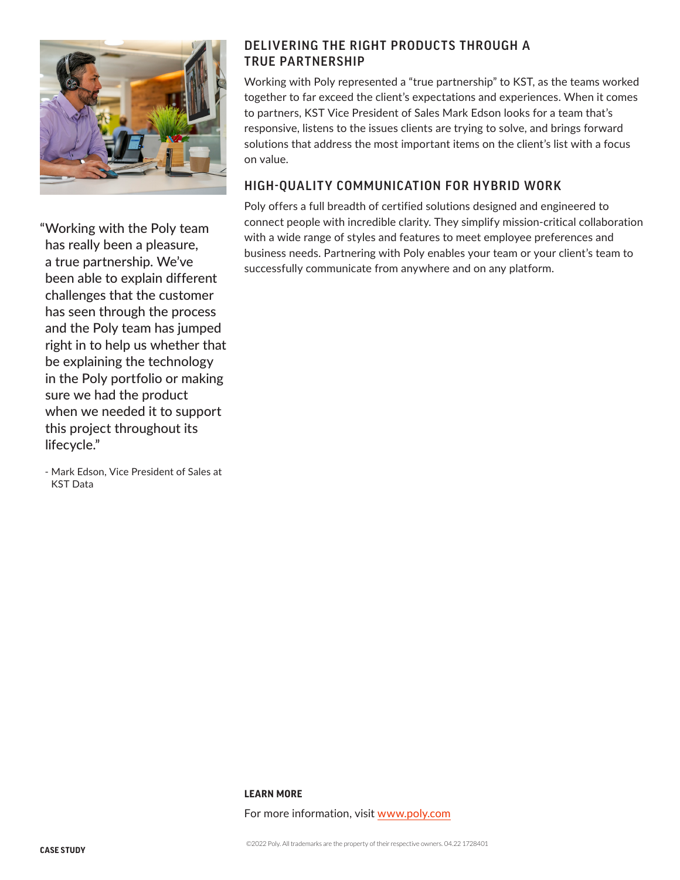> "Working with the Poly team has really been a pleasure, a true partnership. We've been able to explain different challenges that the customer has seen through the process and the Poly team has jumped right in to help us whether that be explaining the technology in the Poly portfolio or making sure we had the product when we needed it to support this project throughout its lifecycle."
>
> - Mark Edson, Vice President of Sales at KST Data

## DELIVERING THE RIGHT PRODUCTS THROUGH A TRUE PARTNERSHIP

Working with Poly represented a "true partnership" to KST, as the teams worked together to far exceed the client's expectations and experiences. When it comes to partners, KST Vice President of Sales Mark Edson looks for a team that's responsive, listens to the issues clients are trying to solve, and brings forward solutions that address the most important items on the client's list with a focus on value.

## HIGH-QUALITY COMMUNICATION FOR HYBRID WORK

Poly offers a full breadth of certified solutions designed and engineered to connect people with incredible clarity. They simplify mission-critical collaboration with a wide range of styles and features to meet employee preferences and business needs. Partnering with Poly enables your team or your client's team to successfully communicate from anywhere and on any platform.

**LEARN MORE**

For more information, visit [www.poly.com](www.poly.com)

©2022 Poly. All trademarks are the property of their respective owners. 04.22 1728401